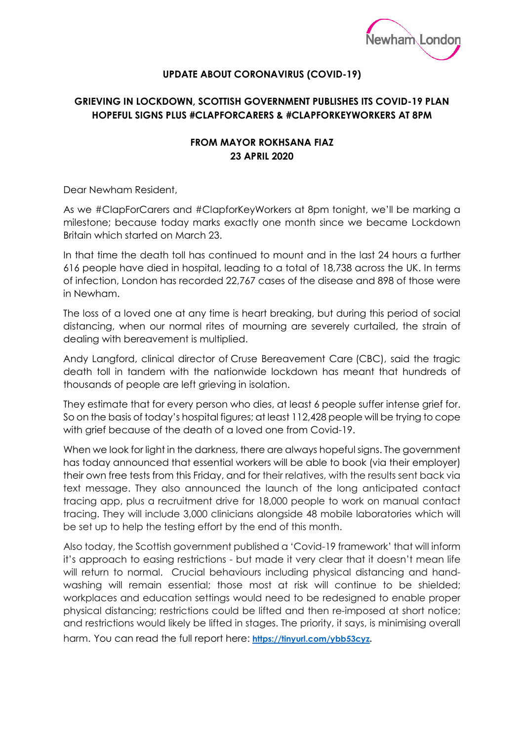**UPDATE ABOUT CORONAVIRUS (COVID-19)**

**GRIEVING IN LOCKDOWN, SCOTTISH GOVERNMENT PUBLISHES ITS COVID-19 PLAN HOPEFUL SIGNS PLUS #CLAPFORCARERS & #CLAPFORKEYWORKERS AT 8PM**

**FROM MAYOR ROKHSANA FIAZ**
**23 APRIL 2020**

Dear Newham Resident,

As we #ClapForCarers and #ClapforKeyWorkers at 8pm tonight, we'll be marking a milestone; because today marks exactly one month since we became Lockdown Britain which started on March 23.

In that time the death toll has continued to mount and in the last 24 hours a further 616 people have died in hospital, leading to a total of 18,738 across the UK. In terms of infection, London has recorded 22,767 cases of the disease and 898 of those were in Newham.

The loss of a loved one at any time is heart breaking, but during this period of social distancing, when our normal rites of mourning are severely curtailed, the strain of dealing with bereavement is multiplied.

Andy Langford, clinical director of Cruse Bereavement Care (CBC), said the tragic death toll in tandem with the nationwide lockdown has meant that hundreds of thousands of people are left grieving in isolation.

They estimate that for every person who dies, at least 6 people suffer intense grief for. So on the basis of today's hospital figures; at least 112,428 people will be trying to cope with grief because of the death of a loved one from Covid-19.

When we look for light in the darkness, there are always hopeful signs. The government has today announced that essential workers will be able to book (via their employer) their own free tests from this Friday, and for their relatives, with the results sent back via text message. They also announced the launch of the long anticipated contact tracing app, plus a recruitment drive for 18,000 people to work on manual contact tracing. They will include 3,000 clinicians alongside 48 mobile laboratories which will be set up to help the testing effort by the end of this month.

Also today, the Scottish government published a 'Covid-19 framework' that will inform it's approach to easing restrictions - but made it very clear that it doesn't mean life will return to normal. Crucial behaviours including physical distancing and hand-washing will remain essential; those most at risk will continue to be shielded; workplaces and education settings would need to be redesigned to enable proper physical distancing; restrictions could be lifted and then re-imposed at short notice; and restrictions would likely be lifted in stages. The priority, it says, is minimising overall harm. You can read the full report here: https://tinyurl.com/ybb53cyz.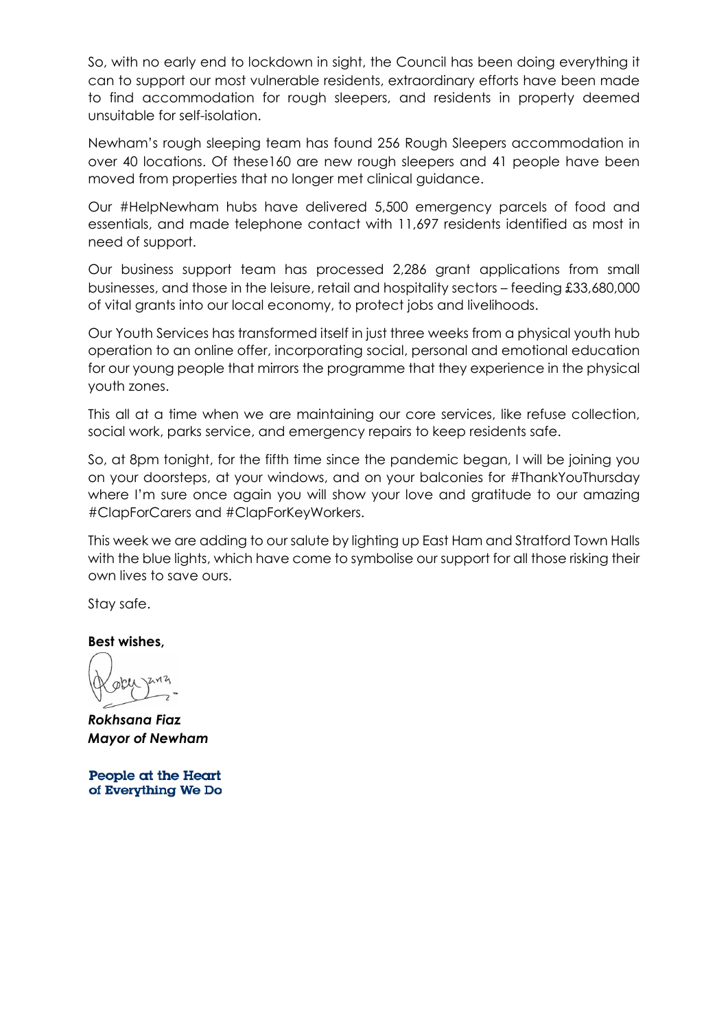So, with no early end to lockdown in sight, the Council has been doing everything it can to support our most vulnerable residents, extraordinary efforts have been made to find accommodation for rough sleepers, and residents in property deemed unsuitable for self-isolation.

Newham's rough sleeping team has found 256 Rough Sleepers accommodation in over 40 locations. Of these160 are new rough sleepers and 41 people have been moved from properties that no longer met clinical guidance.

Our #HelpNewham hubs have delivered 5,500 emergency parcels of food and essentials, and made telephone contact with 11,697 residents identified as most in need of support.

Our business support team has processed 2,286 grant applications from small businesses, and those in the leisure, retail and hospitality sectors – feeding £33,680,000 of vital grants into our local economy, to protect jobs and livelihoods.

Our Youth Services has transformed itself in just three weeks from a physical youth hub operation to an online offer, incorporating social, personal and emotional education for our young people that mirrors the programme that they experience in the physical youth zones.

This all at a time when we are maintaining our core services, like refuse collection, social work, parks service, and emergency repairs to keep residents safe.

So, at 8pm tonight, for the fifth time since the pandemic began, I will be joining you on your doorsteps, at your windows, and on your balconies for #ThankYouThursday where I'm sure once again you will show your love and gratitude to our amazing #ClapForCarers and #ClapForKeyWorkers.

This week we are adding to our salute by lighting up East Ham and Stratford Town Halls with the blue lights, which have come to symbolise our support for all those risking their own lives to save ours.

Stay safe.

**Best wishes,**

***Rokhsana Fiaz***
***Mayor of Newham***

**People at the Heart of Everything We Do**